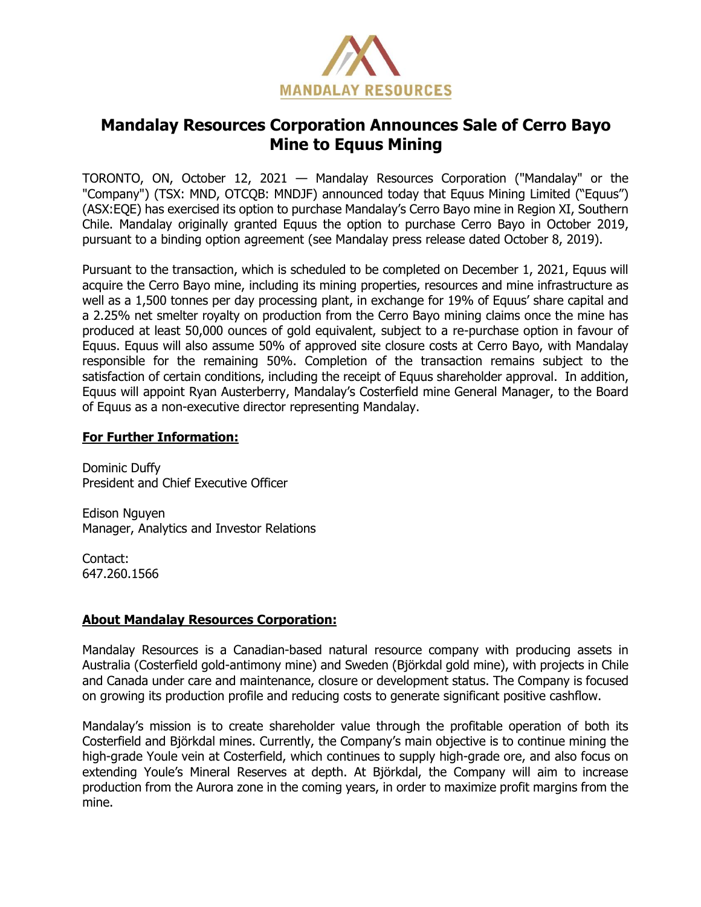MANDALAY RESOURCES

# Mandalay Resources Corporation Announces Sale of Cerro Bayo Mine to Equus Mining

TORONTO, ON, October 12, 2021 — Mandalay Resources Corporation ("Mandalay" or the "Company") (TSX: MND, OTCQB: MNDJF) announced today that Equus Mining Limited ("Equus") (ASX:EQE) has exercised its option to purchase Mandalay's Cerro Bayo mine in Region XI, Southern Chile. Mandalay originally granted Equus the option to purchase Cerro Bayo in October 2019, pursuant to a binding option agreement (see Mandalay press release dated October 8, 2019).

Pursuant to the transaction, which is scheduled to be completed on December 1, 2021, Equus will acquire the Cerro Bayo mine, including its mining properties, resources and mine infrastructure as well as a 1,500 tonnes per day processing plant, in exchange for 19% of Equus' share capital and a 2.25% net smelter royalty on production from the Cerro Bayo mining claims once the mine has produced at least 50,000 ounces of gold equivalent, subject to a re-purchase option in favour of Equus. Equus will also assume 50% of approved site closure costs at Cerro Bayo, with Mandalay responsible for the remaining 50%. Completion of the transaction remains subject to the satisfaction of certain conditions, including the receipt of Equus shareholder approval. In addition, Equus will appoint Ryan Austerberry, Mandalay's Costerfield mine General Manager, to the Board of Equus as a non-executive director representing Mandalay.

**For Further Information:**

Dominic Duffy
President and Chief Executive Officer

Edison Nguyen
Manager, Analytics and Investor Relations

Contact:
647.260.1566

**About Mandalay Resources Corporation:**

Mandalay Resources is a Canadian-based natural resource company with producing assets in Australia (Costerfield gold-antimony mine) and Sweden (Björkdal gold mine), with projects in Chile and Canada under care and maintenance, closure or development status. The Company is focused on growing its production profile and reducing costs to generate significant positive cashflow.

Mandalay's mission is to create shareholder value through the profitable operation of both its Costerfield and Björkdal mines. Currently, the Company's main objective is to continue mining the high-grade Youle vein at Costerfield, which continues to supply high-grade ore, and also focus on extending Youle's Mineral Reserves at depth. At Björkdal, the Company will aim to increase production from the Aurora zone in the coming years, in order to maximize profit margins from the mine.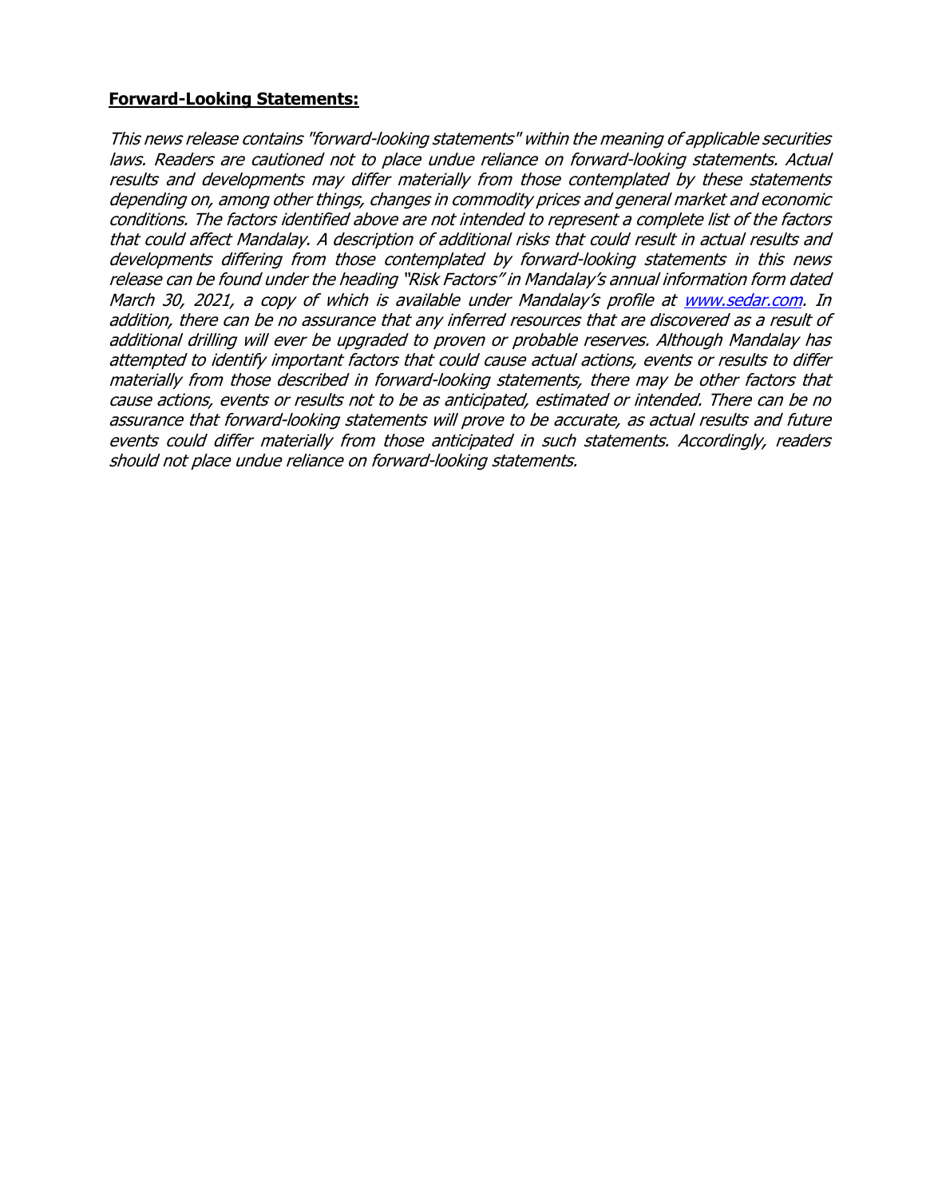**Forward-Looking Statements:**

*This news release contains "forward-looking statements" within the meaning of applicable securities laws. Readers are cautioned not to place undue reliance on forward-looking statements. Actual results and developments may differ materially from those contemplated by these statements depending on, among other things, changes in commodity prices and general market and economic conditions. The factors identified above are not intended to represent a complete list of the factors that could affect Mandalay. A description of additional risks that could result in actual results and developments differing from those contemplated by forward-looking statements in this news release can be found under the heading "Risk Factors" in Mandalay's annual information form dated March 30, 2021, a copy of which is available under Mandalay's profile at [www.sedar.com](http://www.sedar.com). In addition, there can be no assurance that any inferred resources that are discovered as a result of additional drilling will ever be upgraded to proven or probable reserves. Although Mandalay has attempted to identify important factors that could cause actual actions, events or results to differ materially from those described in forward-looking statements, there may be other factors that cause actions, events or results not to be as anticipated, estimated or intended. There can be no assurance that forward-looking statements will prove to be accurate, as actual results and future events could differ materially from those anticipated in such statements. Accordingly, readers should not place undue reliance on forward-looking statements.*